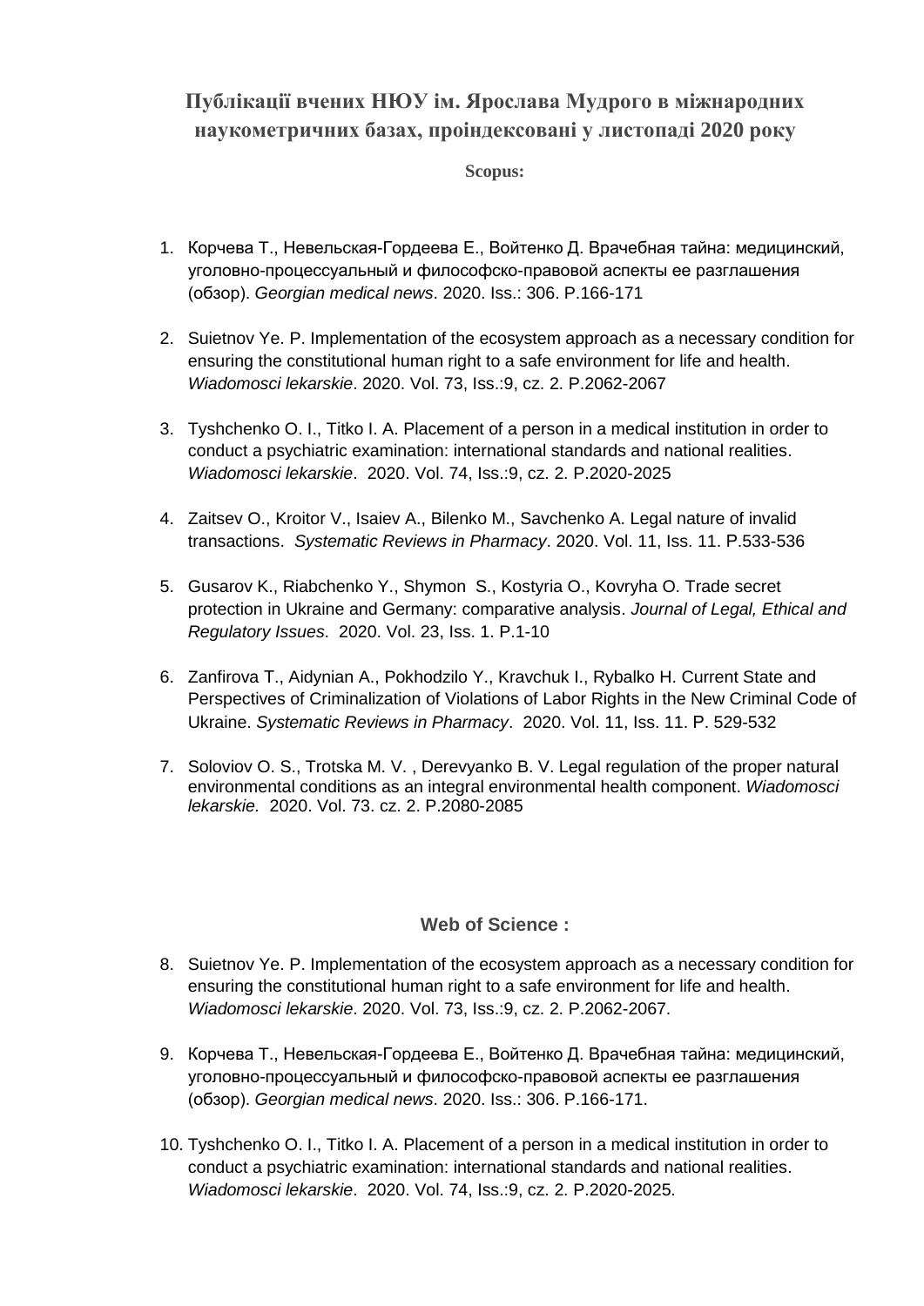# Публікації вчених НЮУ ім. Ярослава Мудрого в міжнародних наукометричних базах, проіндексовані у листопаді 2020 року

**Scopus:**

1. Корчева Т., Невельская-Гордеева Е., Войтенко Д. Врачебная тайна: медицинский, уголовно-процессуальный и философско-правовой аспекты ее разглашения (обзор). *Georgian medical news*. 2020. Iss.: 306. P.166-171

2. Suietnov Ye. P. Implementation of the ecosystem approach as a necessary condition for ensuring the constitutional human right to a safe environment for life and health. *Wiadomosci lekarskie*. 2020. Vol. 73, Iss.:9, cz. 2. P.2062-2067

3. Tyshchenko O. I., Titko I. A. Placement of a person in a medical institution in order to conduct a psychiatric examination: international standards and national realities. *Wiadomosci lekarskie*. 2020. Vol. 74, Iss.:9, cz. 2. P.2020-2025

4. Zaitsev O., Kroitor V., Isaiev A., Bilenko M., Savchenko A. Legal nature of invalid transactions. *Systematic Reviews in Pharmacy*. 2020. Vol. 11, Iss. 11. P.533-536

5. Gusarov K., Riabchenko Y., Shymon S., Kostyria O., Kovryha O. Trade secret protection in Ukraine and Germany: comparative analysis. *Journal of Legal, Ethical and Regulatory Issues*. 2020. Vol. 23, Iss. 1. P.1-10

6. Zanfirova T., Aidynian A., Pokhodzilo Y., Kravchuk I., Rybalko H. Current State and Perspectives of Criminalization of Violations of Labor Rights in the New Criminal Code of Ukraine. *Systematic Reviews in Pharmacy*. 2020. Vol. 11, Iss. 11. P. 529-532

7. Soloviov O. S., Trotska M. V. , Derevyanko B. V. Legal regulation of the proper natural environmental conditions as an integral environmental health component. *Wiadomosci lekarskie.* 2020. Vol. 73. cz. 2. P.2080-2085

**Web of Science :**

8. Suietnov Ye. P. Implementation of the ecosystem approach as a necessary condition for ensuring the constitutional human right to a safe environment for life and health. *Wiadomosci lekarskie*. 2020. Vol. 73, Iss.:9, cz. 2. P.2062-2067.

9. Корчева Т., Невельская-Гордеева Е., Войтенко Д. Врачебная тайна: медицинский, уголовно-процессуальный и философско-правовой аспекты ее разглашения (обзор). *Georgian medical news*. 2020. Iss.: 306. P.166-171.

10. Tyshchenko O. I., Titko I. A. Placement of a person in a medical institution in order to conduct a psychiatric examination: international standards and national realities. *Wiadomosci lekarskie*. 2020. Vol. 74, Iss.:9, cz. 2. P.2020-2025.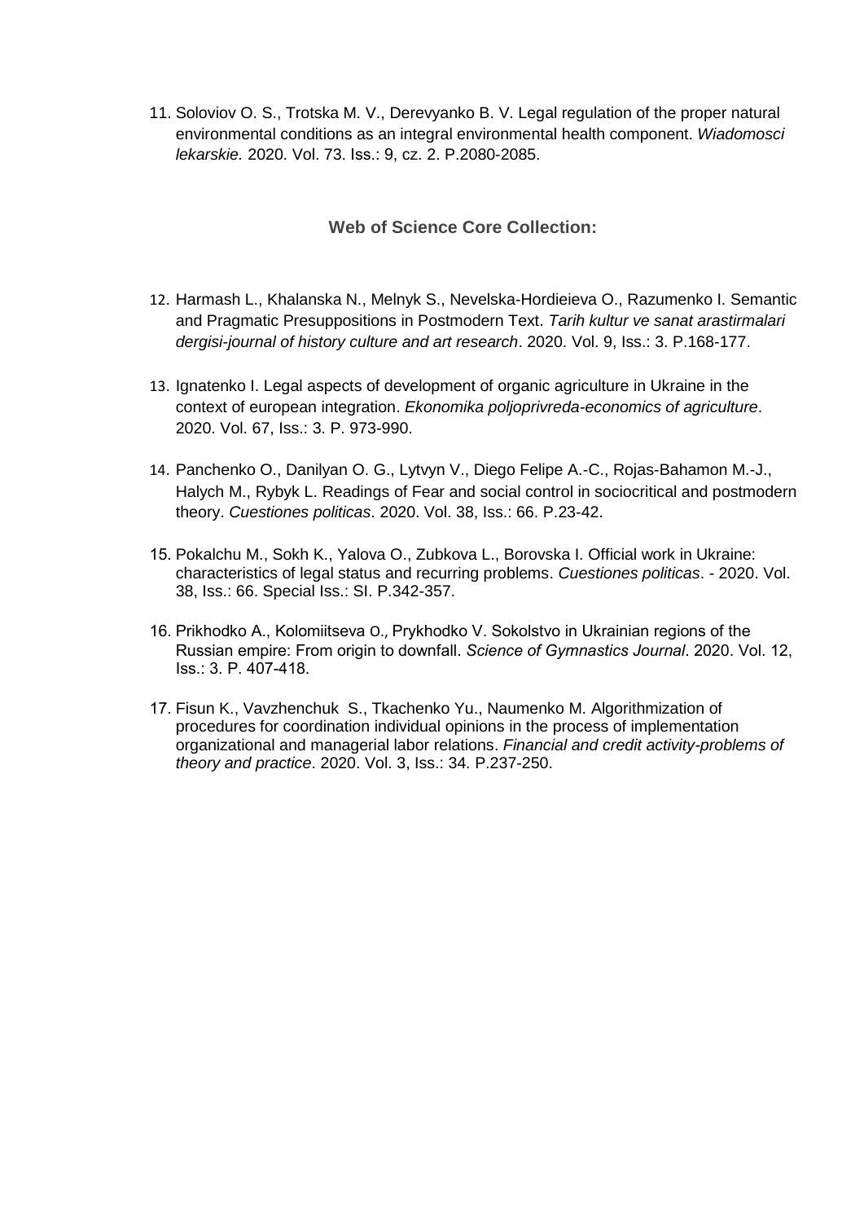11. Soloviov O. S., Trotska M. V., Derevyanko B. V. Legal regulation of the proper natural environmental conditions as an integral environmental health component. *Wiadomosci lekarskie.* 2020. Vol. 73. Iss.: 9, cz. 2. P.2080-2085.

### Web of Science Core Collection:

12. Harmash L., Khalanska N., Melnyk S., Nevelska-Hordieieva O., Razumenko I. Semantic and Pragmatic Presuppositions in Postmodern Text. *Tarih kultur ve sanat arastirmalari dergisi-journal of history culture and art research*. 2020. Vol. 9, Iss.: 3. P.168-177.

13. Ignatenko I. Legal aspects of development of organic agriculture in Ukraine in the context of european integration. *Ekonomika poljoprivreda-economics of agriculture*. 2020. Vol. 67, Iss.: 3. P. 973-990.

14. Panchenko O., Danilyan O. G., Lytvyn V., Diego Felipe A.-C., Rojas-Bahamon M.-J., Halych M., Rybyk L. Readings of Fear and social control in sociocritical and postmodern theory. *Cuestiones politicas*. 2020. Vol. 38, Iss.: 66. P.23-42.

15. Pokalchu M., Sokh K., Yalova O., Zubkova L., Borovska I. Official work in Ukraine: characteristics of legal status and recurring problems. *Cuestiones politicas*. - 2020. Vol. 38, Iss.: 66. Special Iss.: SI. P.342-357.

16. Prikhodko A., Kolomiitseva O., Prykhodko V. Sokolstvo in Ukrainian regions of the Russian empire: From origin to downfall. *Science of Gymnastics Journal*. 2020. Vol. 12, Iss.: 3. P. 407-418.

17. Fisun K., Vavzhenchuk S., Tkachenko Yu., Naumenko M. Algorithmization of procedures for coordination individual opinions in the process of implementation organizational and managerial labor relations. *Financial and credit activity-problems of theory and practice*. 2020. Vol. 3, Iss.: 34. P.237-250.